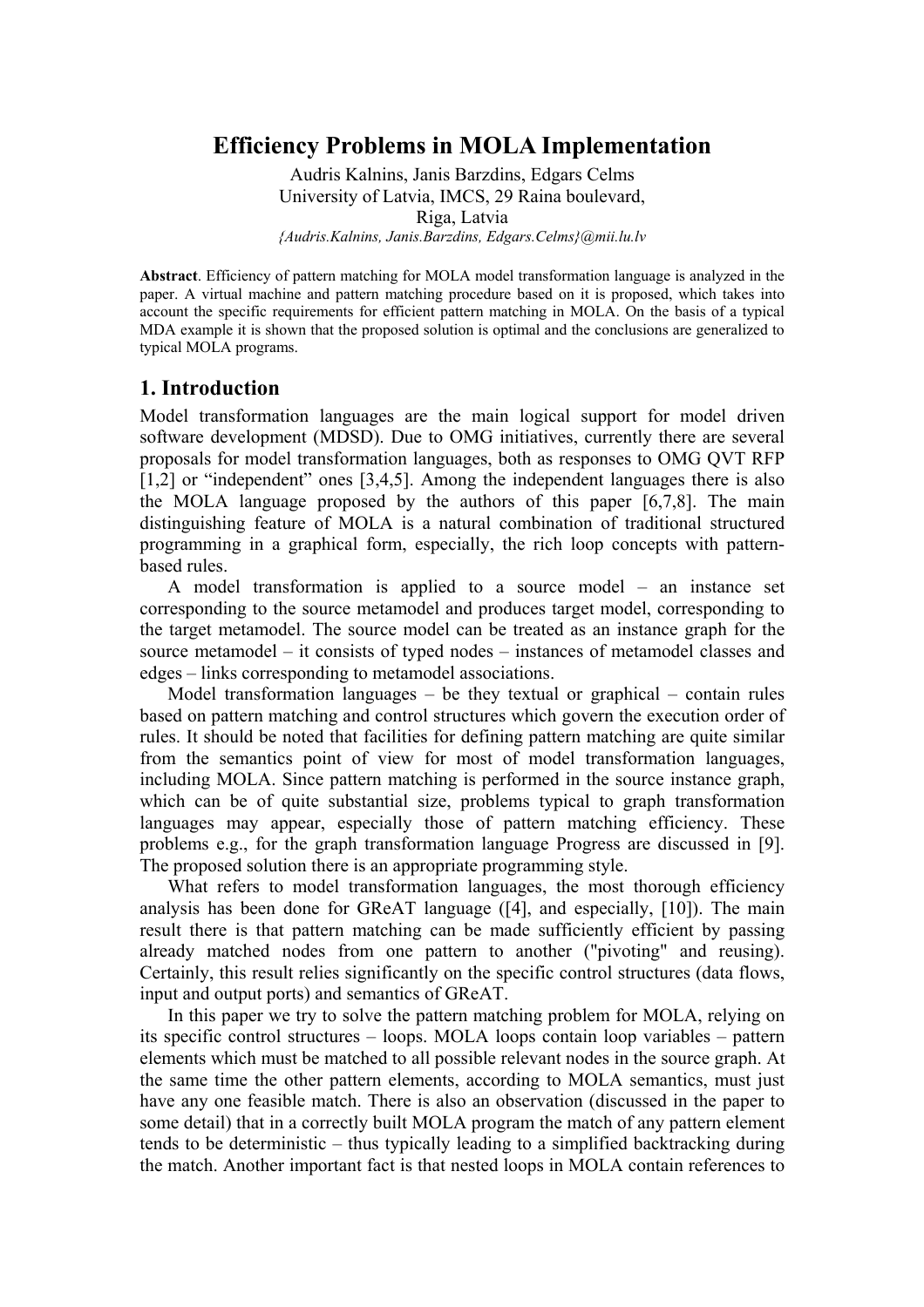# Efficiency Problems in MOLA Implementation

Audris Kalnins, Janis Barzdins, Edgars Celms
University of Latvia, IMCS, 29 Raina boulevard,
Riga, Latvia
*{Audris.Kalnins, Janis.Barzdins, Edgars.Celms}@mii.lu.lv*

**Abstract**. Efficiency of pattern matching for MOLA model transformation language is analyzed in the paper. A virtual machine and pattern matching procedure based on it is proposed, which takes into account the specific requirements for efficient pattern matching in MOLA. On the basis of a typical MDA example it is shown that the proposed solution is optimal and the conclusions are generalized to typical MOLA programs.

## 1. Introduction

Model transformation languages are the main logical support for model driven software development (MDSD). Due to OMG initiatives, currently there are several proposals for model transformation languages, both as responses to OMG QVT RFP [1,2] or "independent" ones [3,4,5]. Among the independent languages there is also the MOLA language proposed by the authors of this paper [6,7,8]. The main distinguishing feature of MOLA is a natural combination of traditional structured programming in a graphical form, especially, the rich loop concepts with pattern-based rules.

A model transformation is applied to a source model – an instance set corresponding to the source metamodel and produces target model, corresponding to the target metamodel. The source model can be treated as an instance graph for the source metamodel – it consists of typed nodes – instances of metamodel classes and edges – links corresponding to metamodel associations.

Model transformation languages – be they textual or graphical – contain rules based on pattern matching and control structures which govern the execution order of rules. It should be noted that facilities for defining pattern matching are quite similar from the semantics point of view for most of model transformation languages, including MOLA. Since pattern matching is performed in the source instance graph, which can be of quite substantial size, problems typical to graph transformation languages may appear, especially those of pattern matching efficiency. These problems e.g., for the graph transformation language Progress are discussed in [9]. The proposed solution there is an appropriate programming style.

What refers to model transformation languages, the most thorough efficiency analysis has been done for GReAT language ([4], and especially, [10]). The main result there is that pattern matching can be made sufficiently efficient by passing already matched nodes from one pattern to another ("pivoting" and reusing). Certainly, this result relies significantly on the specific control structures (data flows, input and output ports) and semantics of GReAT.

In this paper we try to solve the pattern matching problem for MOLA, relying on its specific control structures – loops. MOLA loops contain loop variables – pattern elements which must be matched to all possible relevant nodes in the source graph. At the same time the other pattern elements, according to MOLA semantics, must just have any one feasible match. There is also an observation (discussed in the paper to some detail) that in a correctly built MOLA program the match of any pattern element tends to be deterministic – thus typically leading to a simplified backtracking during the match. Another important fact is that nested loops in MOLA contain references to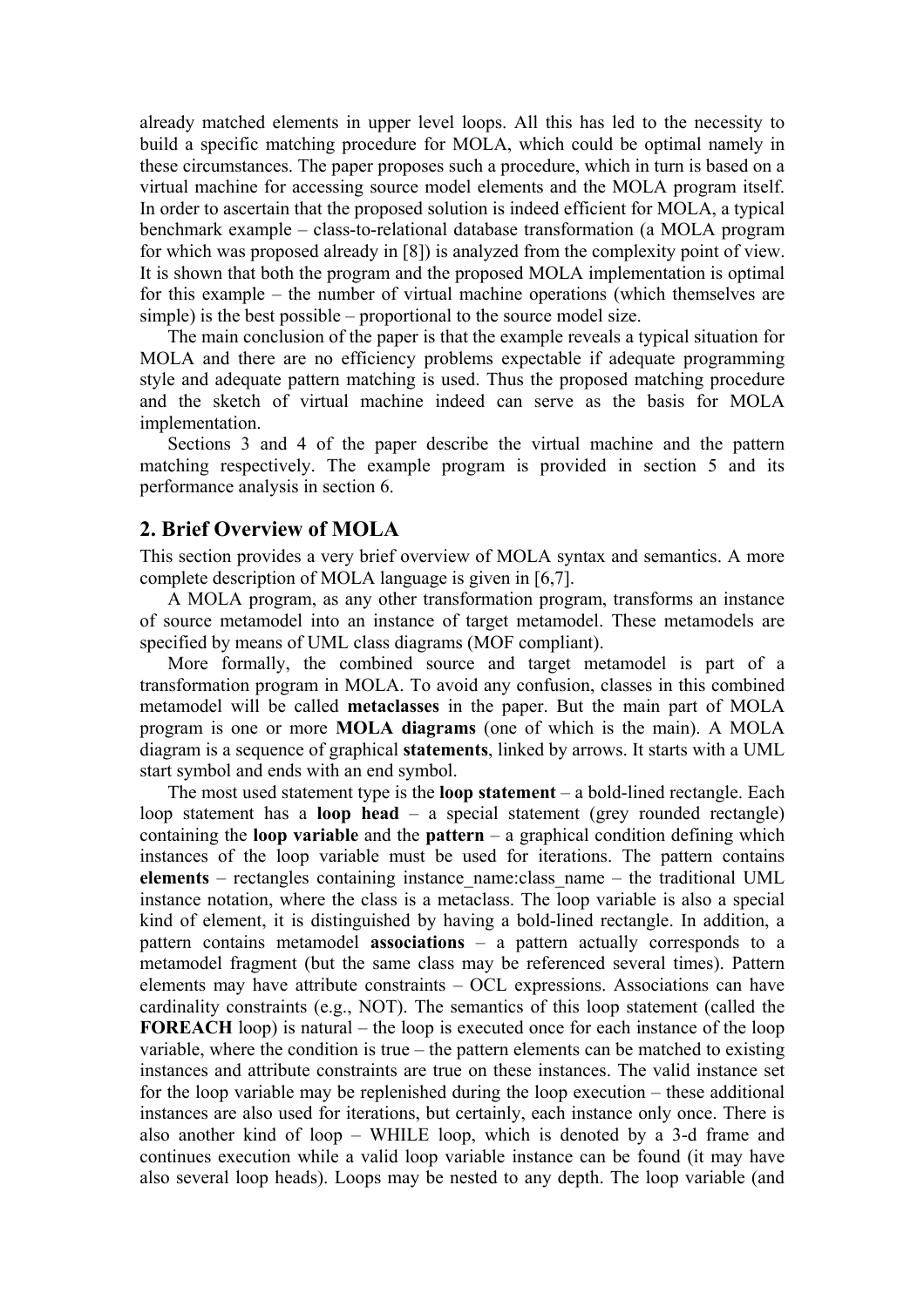already matched elements in upper level loops. All this has led to the necessity to build a specific matching procedure for MOLA, which could be optimal namely in these circumstances. The paper proposes such a procedure, which in turn is based on a virtual machine for accessing source model elements and the MOLA program itself. In order to ascertain that the proposed solution is indeed efficient for MOLA, a typical benchmark example – class-to-relational database transformation (a MOLA program for which was proposed already in [8]) is analyzed from the complexity point of view. It is shown that both the program and the proposed MOLA implementation is optimal for this example – the number of virtual machine operations (which themselves are simple) is the best possible – proportional to the source model size.

The main conclusion of the paper is that the example reveals a typical situation for MOLA and there are no efficiency problems expectable if adequate programming style and adequate pattern matching is used. Thus the proposed matching procedure and the sketch of virtual machine indeed can serve as the basis for MOLA implementation.

Sections 3 and 4 of the paper describe the virtual machine and the pattern matching respectively. The example program is provided in section 5 and its performance analysis in section 6.

## 2. Brief Overview of MOLA

This section provides a very brief overview of MOLA syntax and semantics. A more complete description of MOLA language is given in [6,7].

A MOLA program, as any other transformation program, transforms an instance of source metamodel into an instance of target metamodel. These metamodels are specified by means of UML class diagrams (MOF compliant).

More formally, the combined source and target metamodel is part of a transformation program in MOLA. To avoid any confusion, classes in this combined metamodel will be called **metaclasses** in the paper. But the main part of MOLA program is one or more **MOLA diagrams** (one of which is the main). A MOLA diagram is a sequence of graphical **statements**, linked by arrows. It starts with a UML start symbol and ends with an end symbol.

The most used statement type is the **loop statement** – a bold-lined rectangle. Each loop statement has a **loop head** – a special statement (grey rounded rectangle) containing the **loop variable** and the **pattern** – a graphical condition defining which instances of the loop variable must be used for iterations. The pattern contains **elements** – rectangles containing instance_name:class_name – the traditional UML instance notation, where the class is a metaclass. The loop variable is also a special kind of element, it is distinguished by having a bold-lined rectangle. In addition, a pattern contains metamodel **associations** – a pattern actually corresponds to a metamodel fragment (but the same class may be referenced several times). Pattern elements may have attribute constraints – OCL expressions. Associations can have cardinality constraints (e.g., NOT). The semantics of this loop statement (called the **FOREACH** loop) is natural – the loop is executed once for each instance of the loop variable, where the condition is true – the pattern elements can be matched to existing instances and attribute constraints are true on these instances. The valid instance set for the loop variable may be replenished during the loop execution – these additional instances are also used for iterations, but certainly, each instance only once. There is also another kind of loop – WHILE loop, which is denoted by a 3-d frame and continues execution while a valid loop variable instance can be found (it may have also several loop heads). Loops may be nested to any depth. The loop variable (and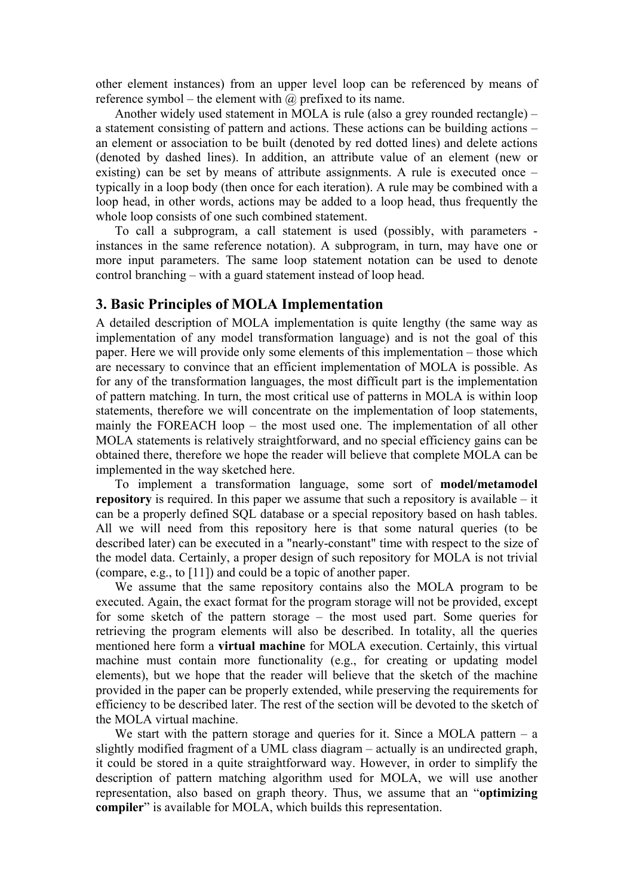other element instances) from an upper level loop can be referenced by means of reference symbol – the element with @ prefixed to its name.

Another widely used statement in MOLA is rule (also a grey rounded rectangle) – a statement consisting of pattern and actions. These actions can be building actions – an element or association to be built (denoted by red dotted lines) and delete actions (denoted by dashed lines). In addition, an attribute value of an element (new or existing) can be set by means of attribute assignments. A rule is executed once – typically in a loop body (then once for each iteration). A rule may be combined with a loop head, in other words, actions may be added to a loop head, thus frequently the whole loop consists of one such combined statement.

To call a subprogram, a call statement is used (possibly, with parameters - instances in the same reference notation). A subprogram, in turn, may have one or more input parameters. The same loop statement notation can be used to denote control branching – with a guard statement instead of loop head.

## 3. Basic Principles of MOLA Implementation

A detailed description of MOLA implementation is quite lengthy (the same way as implementation of any model transformation language) and is not the goal of this paper. Here we will provide only some elements of this implementation – those which are necessary to convince that an efficient implementation of MOLA is possible. As for any of the transformation languages, the most difficult part is the implementation of pattern matching. In turn, the most critical use of patterns in MOLA is within loop statements, therefore we will concentrate on the implementation of loop statements, mainly the FOREACH loop – the most used one. The implementation of all other MOLA statements is relatively straightforward, and no special efficiency gains can be obtained there, therefore we hope the reader will believe that complete MOLA can be implemented in the way sketched here.

To implement a transformation language, some sort of **model/metamodel repository** is required. In this paper we assume that such a repository is available – it can be a properly defined SQL database or a special repository based on hash tables. All we will need from this repository here is that some natural queries (to be described later) can be executed in a "nearly-constant" time with respect to the size of the model data. Certainly, a proper design of such repository for MOLA is not trivial (compare, e.g., to [11]) and could be a topic of another paper.

We assume that the same repository contains also the MOLA program to be executed. Again, the exact format for the program storage will not be provided, except for some sketch of the pattern storage – the most used part. Some queries for retrieving the program elements will also be described. In totality, all the queries mentioned here form a **virtual machine** for MOLA execution. Certainly, this virtual machine must contain more functionality (e.g., for creating or updating model elements), but we hope that the reader will believe that the sketch of the machine provided in the paper can be properly extended, while preserving the requirements for efficiency to be described later. The rest of the section will be devoted to the sketch of the MOLA virtual machine.

We start with the pattern storage and queries for it. Since a MOLA pattern – a slightly modified fragment of a UML class diagram – actually is an undirected graph, it could be stored in a quite straightforward way. However, in order to simplify the description of pattern matching algorithm used for MOLA, we will use another representation, also based on graph theory. Thus, we assume that an "**optimizing compiler**" is available for MOLA, which builds this representation.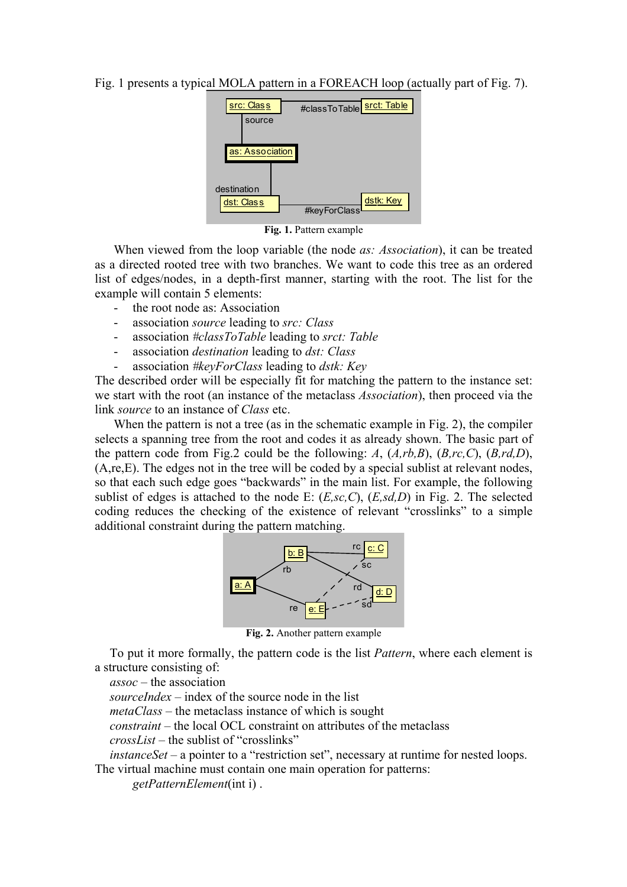Fig. 1 presents a typical MOLA pattern in a FOREACH loop (actually part of Fig. 7).

**Fig. 1.** Pattern example

When viewed from the loop variable (the node *as: Association*), it can be treated as a directed rooted tree with two branches. We want to code this tree as an ordered list of edges/nodes, in a depth-first manner, starting with the root. The list for the example will contain 5 elements:

- the root node as: Association
- association *source* leading to *src: Class*
- association *#classToTable* leading to *srct: Table*
- association *destination* leading to *dst: Class*
- association *#keyForClass* leading to *dstk: Key*

The described order will be especially fit for matching the pattern to the instance set: we start with the root (an instance of the metaclass *Association*), then proceed via the link *source* to an instance of *Class* etc.

When the pattern is not a tree (as in the schematic example in Fig. 2), the compiler selects a spanning tree from the root and codes it as already shown. The basic part of the pattern code from Fig.2 could be the following: *A*, (*A,rb,B*), (*B,rc,C*), (*B,rd,D*), (A,re,E). The edges not in the tree will be coded by a special sublist at relevant nodes, so that each such edge goes "backwards" in the main list. For example, the following sublist of edges is attached to the node E: (*E,sc,C*), (*E,sd,D*) in Fig. 2. The selected coding reduces the checking of the existence of relevant "crosslinks" to a simple additional constraint during the pattern matching.

**Fig. 2.** Another pattern example

To put it more formally, the pattern code is the list *Pattern*, where each element is a structure consisting of:

*assoc* – the association
*sourceIndex* – index of the source node in the list
*metaClass* – the metaclass instance of which is sought
*constraint* – the local OCL constraint on attributes of the metaclass
*crossList* – the sublist of "crosslinks"
*instanceSet* – a pointer to a "restriction set", necessary at runtime for nested loops.

The virtual machine must contain one main operation for patterns:

*getPatternElement*(int i) .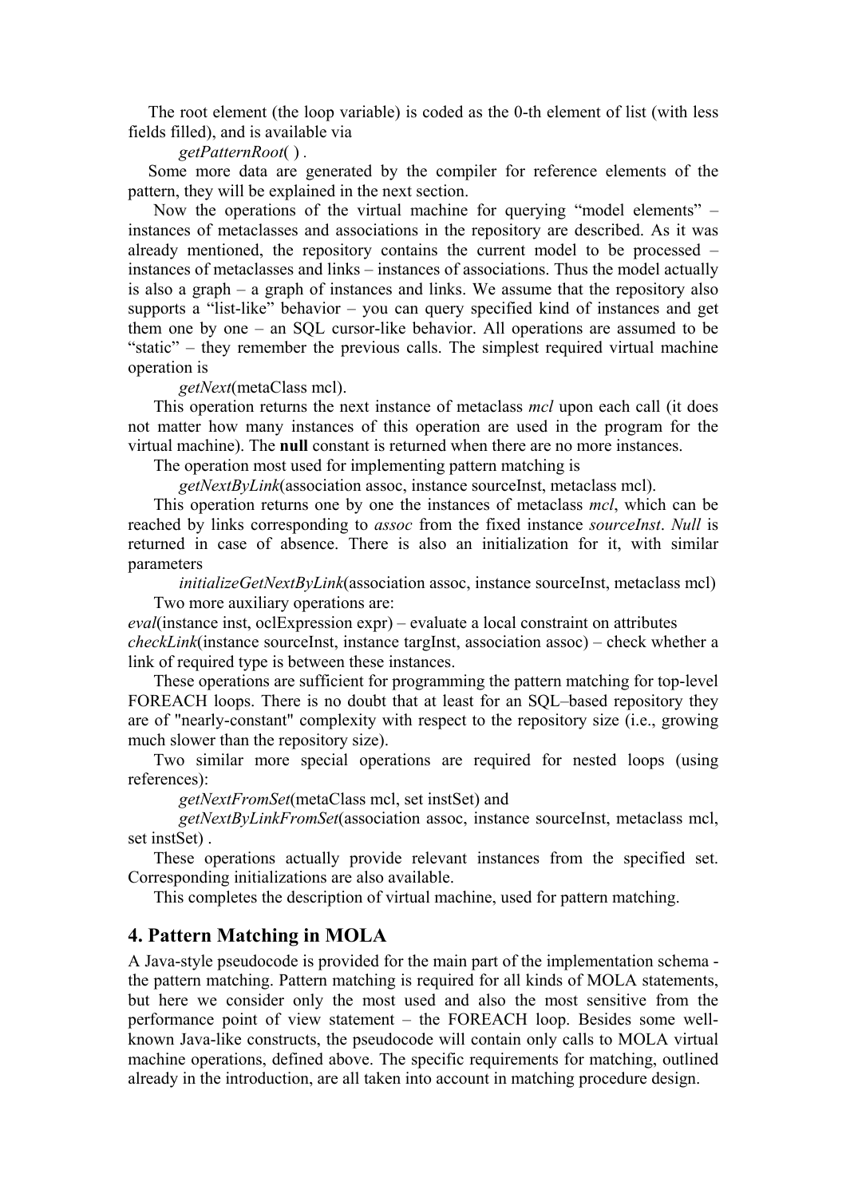The root element (the loop variable) is coded as the 0-th element of list (with less fields filled), and is available via

*getPatternRoot*( ) .

Some more data are generated by the compiler for reference elements of the pattern, they will be explained in the next section.

Now the operations of the virtual machine for querying "model elements" – instances of metaclasses and associations in the repository are described. As it was already mentioned, the repository contains the current model to be processed – instances of metaclasses and links – instances of associations. Thus the model actually is also a graph – a graph of instances and links. We assume that the repository also supports a "list-like" behavior – you can query specified kind of instances and get them one by one – an SQL cursor-like behavior. All operations are assumed to be "static" – they remember the previous calls. The simplest required virtual machine operation is

*getNext*(metaClass mcl).

This operation returns the next instance of metaclass *mcl* upon each call (it does not matter how many instances of this operation are used in the program for the virtual machine). The **null** constant is returned when there are no more instances.

The operation most used for implementing pattern matching is

*getNextByLink*(association assoc, instance sourceInst, metaclass mcl).

This operation returns one by one the instances of metaclass *mcl*, which can be reached by links corresponding to *assoc* from the fixed instance *sourceInst*. *Null* is returned in case of absence. There is also an initialization for it, with similar parameters

*initializeGetNextByLink*(association assoc, instance sourceInst, metaclass mcl)

Two more auxiliary operations are:

*eval*(instance inst, oclExpression expr) – evaluate a local constraint on attributes

*checkLink*(instance sourceInst, instance targInst, association assoc) – check whether a link of required type is between these instances.

These operations are sufficient for programming the pattern matching for top-level FOREACH loops. There is no doubt that at least for an SQL–based repository they are of "nearly-constant" complexity with respect to the repository size (i.e., growing much slower than the repository size).

Two similar more special operations are required for nested loops (using references):

*getNextFromSet*(metaClass mcl, set instSet) and

*getNextByLinkFromSet*(association assoc, instance sourceInst, metaclass mcl, set instSet) .

These operations actually provide relevant instances from the specified set. Corresponding initializations are also available.

This completes the description of virtual machine, used for pattern matching.

## 4. Pattern Matching in MOLA

A Java-style pseudocode is provided for the main part of the implementation schema - the pattern matching. Pattern matching is required for all kinds of MOLA statements, but here we consider only the most used and also the most sensitive from the performance point of view statement – the FOREACH loop. Besides some well-known Java-like constructs, the pseudocode will contain only calls to MOLA virtual machine operations, defined above. The specific requirements for matching, outlined already in the introduction, are all taken into account in matching procedure design.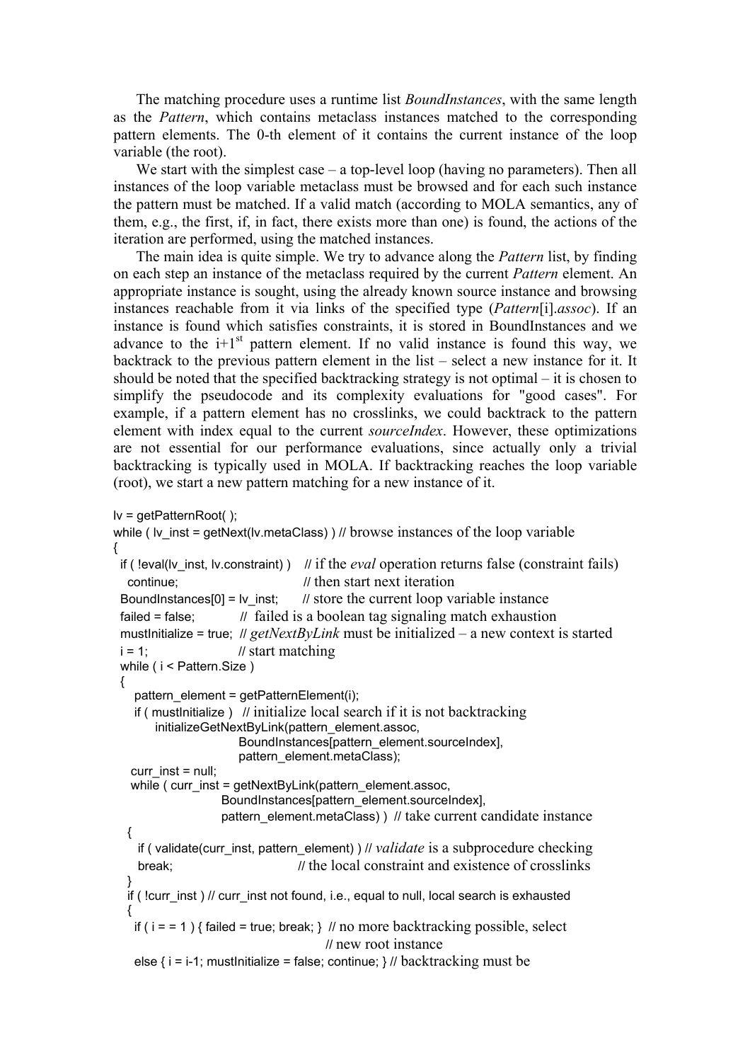The matching procedure uses a runtime list *BoundInstances*, with the same length as the *Pattern*, which contains metaclass instances matched to the corresponding pattern elements. The 0-th element of it contains the current instance of the loop variable (the root).

We start with the simplest case – a top-level loop (having no parameters). Then all instances of the loop variable metaclass must be browsed and for each such instance the pattern must be matched. If a valid match (according to MOLA semantics, any of them, e.g., the first, if, in fact, there exists more than one) is found, the actions of the iteration are performed, using the matched instances.

The main idea is quite simple. We try to advance along the *Pattern* list, by finding on each step an instance of the metaclass required by the current *Pattern* element. An appropriate instance is sought, using the already known source instance and browsing instances reachable from it via links of the specified type (*Pattern*[i].*assoc*). If an instance is found which satisfies constraints, it is stored in BoundInstances and we advance to the i+1st pattern element. If no valid instance is found this way, we backtrack to the previous pattern element in the list – select a new instance for it. It should be noted that the specified backtracking strategy is not optimal – it is chosen to simplify the pseudocode and its complexity evaluations for "good cases". For example, if a pattern element has no crosslinks, we could backtrack to the pattern element with index equal to the current *sourceIndex*. However, these optimizations are not essential for our performance evaluations, since actually only a trivial backtracking is typically used in MOLA. If backtracking reaches the loop variable (root), we start a new pattern matching for a new instance of it.

```
lv = getPatternRoot( );
while ( lv_inst = getNext(lv.metaClass) ) // browse instances of the loop variable
{
  if ( !eval(lv_inst, lv.constraint) )   // if the eval operation returns false (constraint fails)
    continue;                            // then start next iteration
  BoundInstances[0] = lv_inst;      // store the current loop variable instance
  failed = false;          //  failed is a boolean tag signaling match exhaustion
  mustInitialize = true;  // getNextByLink must be initialized – a new context is started
  i = 1;                   // start matching
  while ( i < Pattern.Size )
  {
     pattern_element = getPatternElement(i);
     if ( mustInitialize )   // initialize local search if it is not backtracking
         initializeGetNextByLink(pattern_element.assoc,
                         BoundInstances[pattern_element.sourceIndex],
                         pattern_element.metaClass);
    curr_inst = null;
    while ( curr_inst = getNextByLink(pattern_element.assoc,
                      BoundInstances[pattern_element.sourceIndex],
                      pattern_element.metaClass) )  // take current candidate instance
   {
      if ( validate(curr_inst, pattern_element) ) // validate is a subprocedure checking
      break;                            // the local constraint and existence of crosslinks
   }
   if ( !curr_inst ) // curr_inst not found, i.e., equal to null, local search is exhausted
   {
     if ( i = = 1 ) { failed = true; break; }  // no more backtracking possible, select
                                             // new root instance
     else { i = i-1; mustInitialize = false; continue; } // backtracking must be
```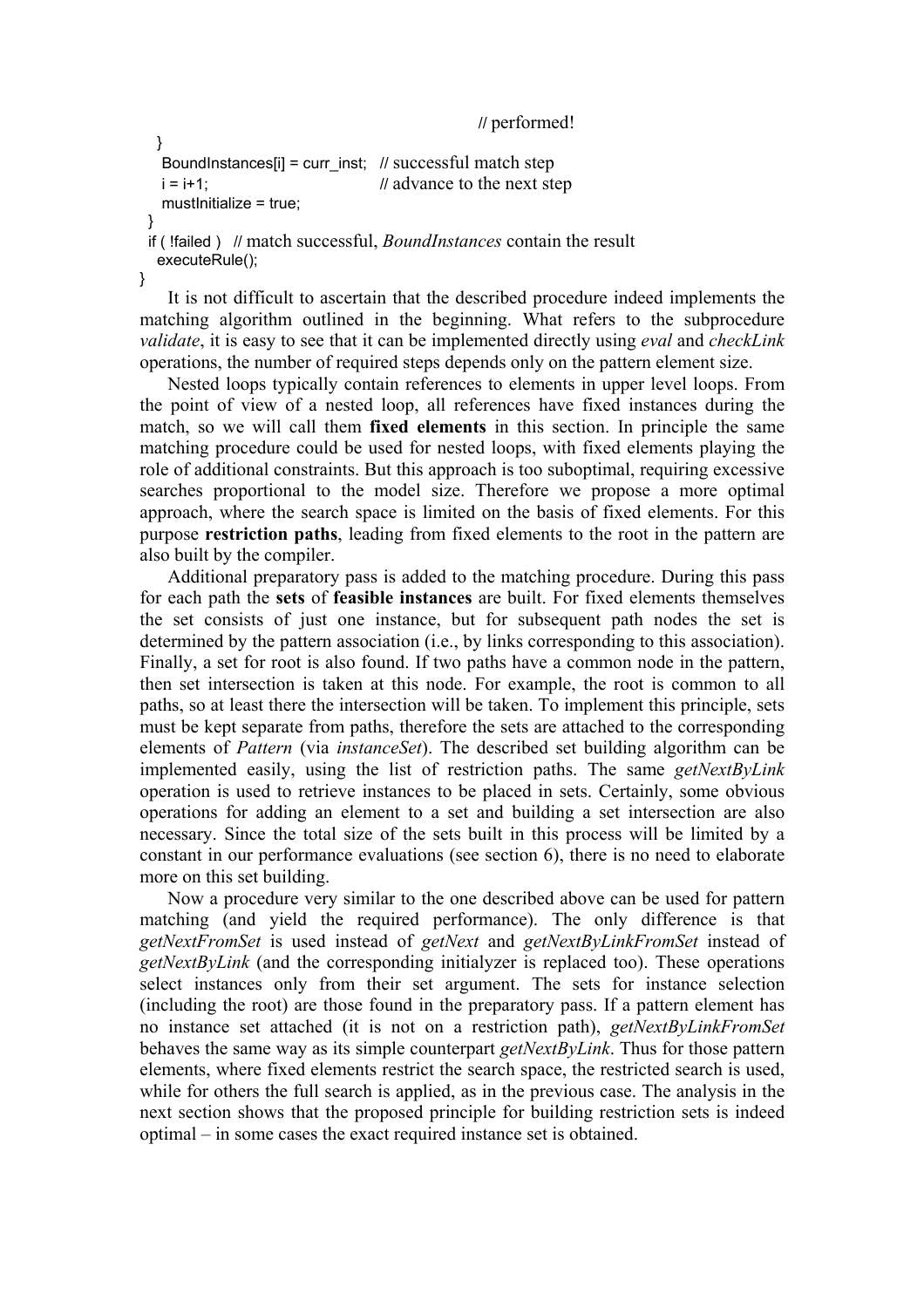```
                                                    // performed!
    }
    BoundInstances[i] = curr_inst;   // successful match step
    i = i+1;                         // advance to the next step
    mustInitialize = true;
  }
  if ( !failed )   // match successful, BoundInstances contain the result
    executeRule();
}
```

It is not difficult to ascertain that the described procedure indeed implements the matching algorithm outlined in the beginning. What refers to the subprocedure *validate*, it is easy to see that it can be implemented directly using *eval* and *checkLink* operations, the number of required steps depends only on the pattern element size.

Nested loops typically contain references to elements in upper level loops. From the point of view of a nested loop, all references have fixed instances during the match, so we will call them **fixed elements** in this section. In principle the same matching procedure could be used for nested loops, with fixed elements playing the role of additional constraints. But this approach is too suboptimal, requiring excessive searches proportional to the model size. Therefore we propose a more optimal approach, where the search space is limited on the basis of fixed elements. For this purpose **restriction paths**, leading from fixed elements to the root in the pattern are also built by the compiler.

Additional preparatory pass is added to the matching procedure. During this pass for each path the **sets** of **feasible instances** are built. For fixed elements themselves the set consists of just one instance, but for subsequent path nodes the set is determined by the pattern association (i.e., by links corresponding to this association). Finally, a set for root is also found. If two paths have a common node in the pattern, then set intersection is taken at this node. For example, the root is common to all paths, so at least there the intersection will be taken. To implement this principle, sets must be kept separate from paths, therefore the sets are attached to the corresponding elements of *Pattern* (via *instanceSet*). The described set building algorithm can be implemented easily, using the list of restriction paths. The same *getNextByLink* operation is used to retrieve instances to be placed in sets. Certainly, some obvious operations for adding an element to a set and building a set intersection are also necessary. Since the total size of the sets built in this process will be limited by a constant in our performance evaluations (see section 6), there is no need to elaborate more on this set building.

Now a procedure very similar to the one described above can be used for pattern matching (and yield the required performance). The only difference is that *getNextFromSet* is used instead of *getNext* and *getNextByLinkFromSet* instead of *getNextByLink* (and the corresponding initialyzer is replaced too). These operations select instances only from their set argument. The sets for instance selection (including the root) are those found in the preparatory pass. If a pattern element has no instance set attached (it is not on a restriction path), *getNextByLinkFromSet* behaves the same way as its simple counterpart *getNextByLink*. Thus for those pattern elements, where fixed elements restrict the search space, the restricted search is used, while for others the full search is applied, as in the previous case. The analysis in the next section shows that the proposed principle for building restriction sets is indeed optimal – in some cases the exact required instance set is obtained.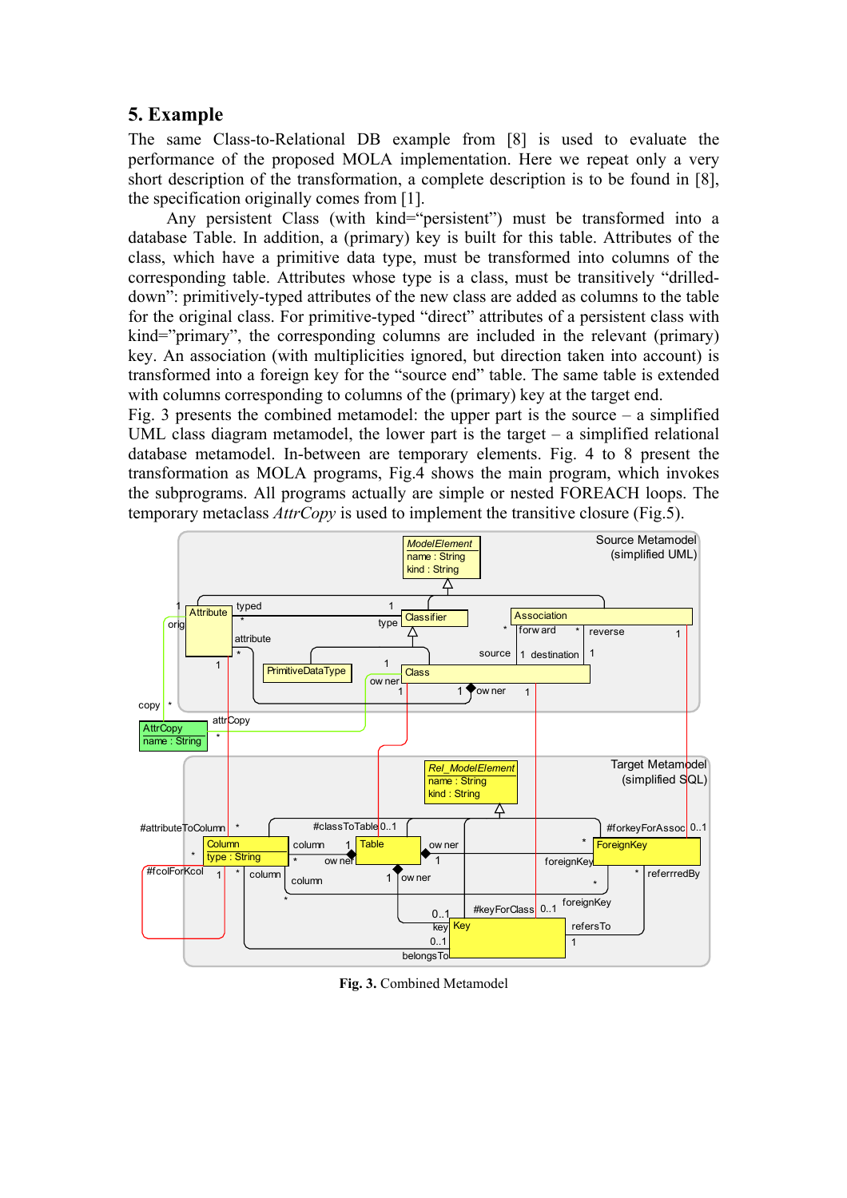## 5. Example

The same Class-to-Relational DB example from [8] is used to evaluate the performance of the proposed MOLA implementation. Here we repeat only a very short description of the transformation, a complete description is to be found in [8], the specification originally comes from [1].

Any persistent Class (with kind="persistent") must be transformed into a database Table. In addition, a (primary) key is built for this table. Attributes of the class, which have a primitive data type, must be transformed into columns of the corresponding table. Attributes whose type is a class, must be transitively "drilled-down": primitively-typed attributes of the new class are added as columns to the table for the original class. For primitive-typed "direct" attributes of a persistent class with kind="primary", the corresponding columns are included in the relevant (primary) key. An association (with multiplicities ignored, but direction taken into account) is transformed into a foreign key for the "source end" table. The same table is extended with columns corresponding to columns of the (primary) key at the target end.

Fig. 3 presents the combined metamodel: the upper part is the source – a simplified UML class diagram metamodel, the lower part is the target – a simplified relational database metamodel. In-between are temporary elements. Fig. 4 to 8 present the transformation as MOLA programs, Fig.4 shows the main program, which invokes the subprograms. All programs actually are simple or nested FOREACH loops. The temporary metaclass *AttrCopy* is used to implement the transitive closure (Fig.5).

**Fig. 3.** Combined Metamodel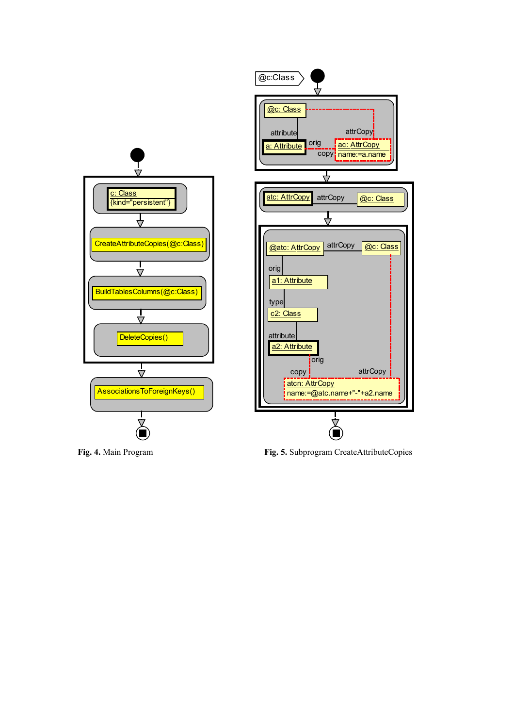**Fig. 4.** Main Program

**Fig. 5.** Subprogram CreateAttributeCopies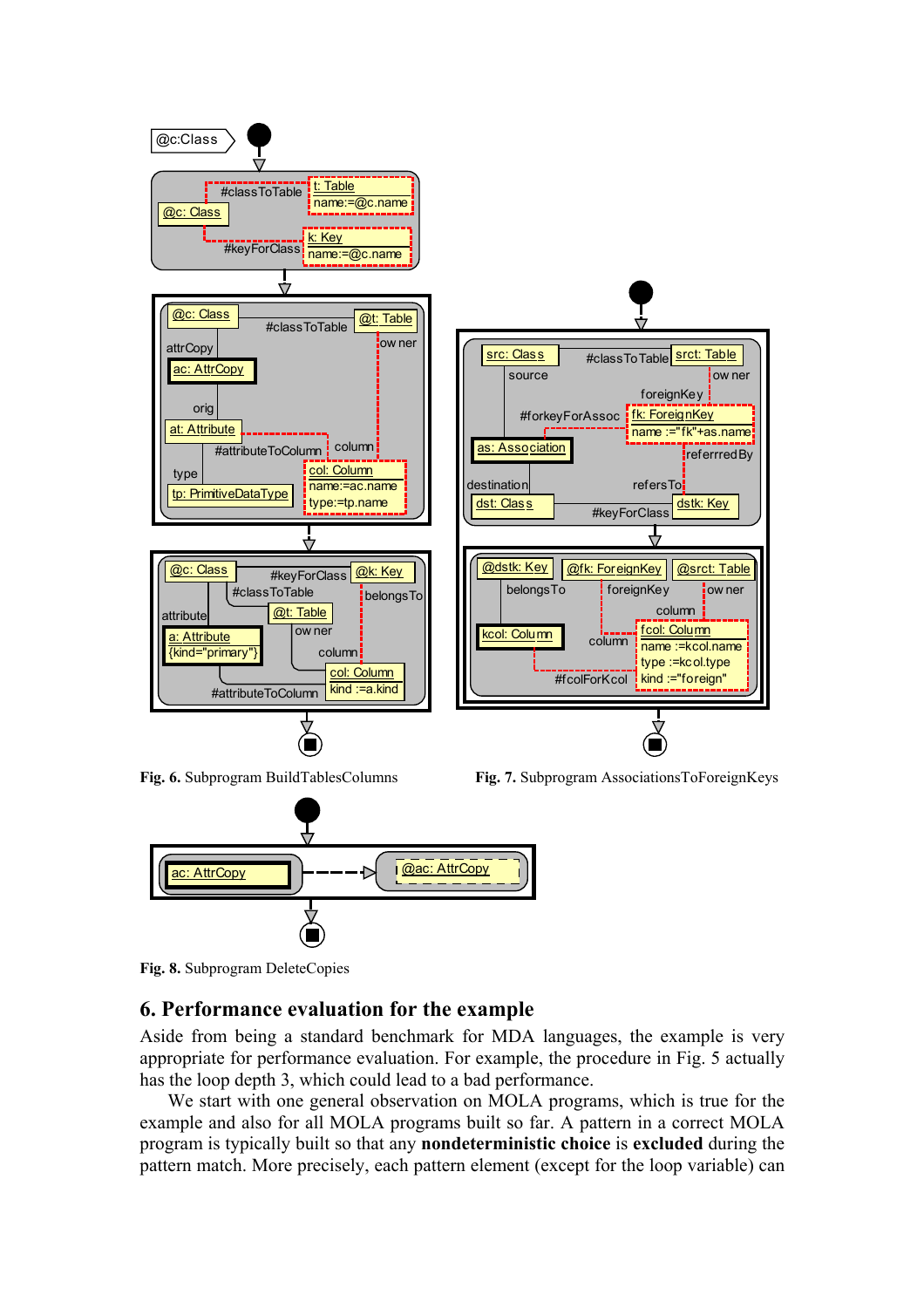Fig. 6. Subprogram BuildTablesColumns

Fig. 7. Subprogram AssociationsToForeignKeys

Fig. 8. Subprogram DeleteCopies

## 6. Performance evaluation for the example

Aside from being a standard benchmark for MDA languages, the example is very appropriate for performance evaluation. For example, the procedure in Fig. 5 actually has the loop depth 3, which could lead to a bad performance.

We start with one general observation on MOLA programs, which is true for the example and also for all MOLA programs built so far. A pattern in a correct MOLA program is typically built so that any **nondeterministic choice** is **excluded** during the pattern match. More precisely, each pattern element (except for the loop variable) can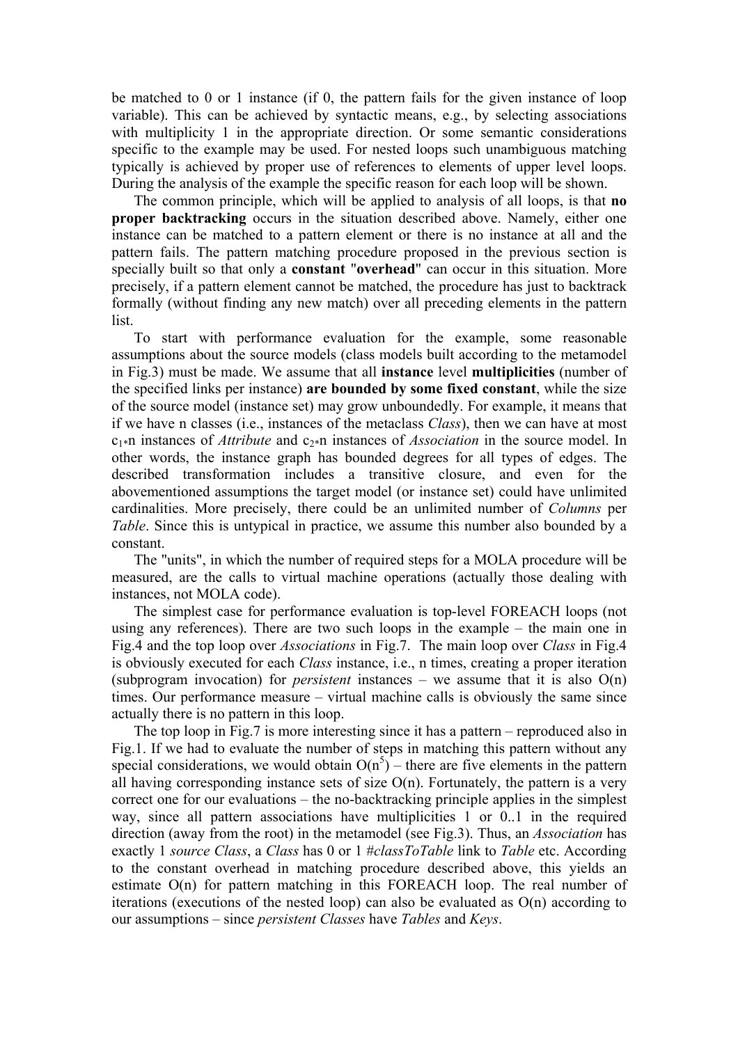be matched to 0 or 1 instance (if 0, the pattern fails for the given instance of loop variable). This can be achieved by syntactic means, e.g., by selecting associations with multiplicity 1 in the appropriate direction. Or some semantic considerations specific to the example may be used. For nested loops such unambiguous matching typically is achieved by proper use of references to elements of upper level loops. During the analysis of the example the specific reason for each loop will be shown.

The common principle, which will be applied to analysis of all loops, is that **no proper backtracking** occurs in the situation described above. Namely, either one instance can be matched to a pattern element or there is no instance at all and the pattern fails. The pattern matching procedure proposed in the previous section is specially built so that only a **constant** "**overhead**" can occur in this situation. More precisely, if a pattern element cannot be matched, the procedure has just to backtrack formally (without finding any new match) over all preceding elements in the pattern list.

To start with performance evaluation for the example, some reasonable assumptions about the source models (class models built according to the metamodel in Fig.3) must be made. We assume that all **instance** level **multiplicities** (number of the specified links per instance) **are bounded by some fixed constant**, while the size of the source model (instance set) may grow unboundedly. For example, it means that if we have n classes (i.e., instances of the metaclass *Class*), then we can have at most $c_1$*n instances of *Attribute* and $c_2$*n instances of *Association* in the source model. In other words, the instance graph has bounded degrees for all types of edges. The described transformation includes a transitive closure, and even for the abovementioned assumptions the target model (or instance set) could have unlimited cardinalities. More precisely, there could be an unlimited number of *Columns* per *Table*. Since this is untypical in practice, we assume this number also bounded by a constant.

The "units", in which the number of required steps for a MOLA procedure will be measured, are the calls to virtual machine operations (actually those dealing with instances, not MOLA code).

The simplest case for performance evaluation is top-level FOREACH loops (not using any references). There are two such loops in the example – the main one in Fig.4 and the top loop over *Associations* in Fig.7. The main loop over *Class* in Fig.4 is obviously executed for each *Class* instance, i.e., n times, creating a proper iteration (subprogram invocation) for *persistent* instances – we assume that it is also O(n) times. Our performance measure – virtual machine calls is obviously the same since actually there is no pattern in this loop.

The top loop in Fig.7 is more interesting since it has a pattern – reproduced also in Fig.1. If we had to evaluate the number of steps in matching this pattern without any special considerations, we would obtain $O(n^5)$ – there are five elements in the pattern all having corresponding instance sets of size O(n). Fortunately, the pattern is a very correct one for our evaluations – the no-backtracking principle applies in the simplest way, since all pattern associations have multiplicities 1 or 0..1 in the required direction (away from the root) in the metamodel (see Fig.3). Thus, an *Association* has exactly 1 *source Class*, a *Class* has 0 or 1 *#classToTable* link to *Table* etc. According to the constant overhead in matching procedure described above, this yields an estimate O(n) for pattern matching in this FOREACH loop. The real number of iterations (executions of the nested loop) can also be evaluated as O(n) according to our assumptions – since *persistent Classes* have *Tables* and *Keys*.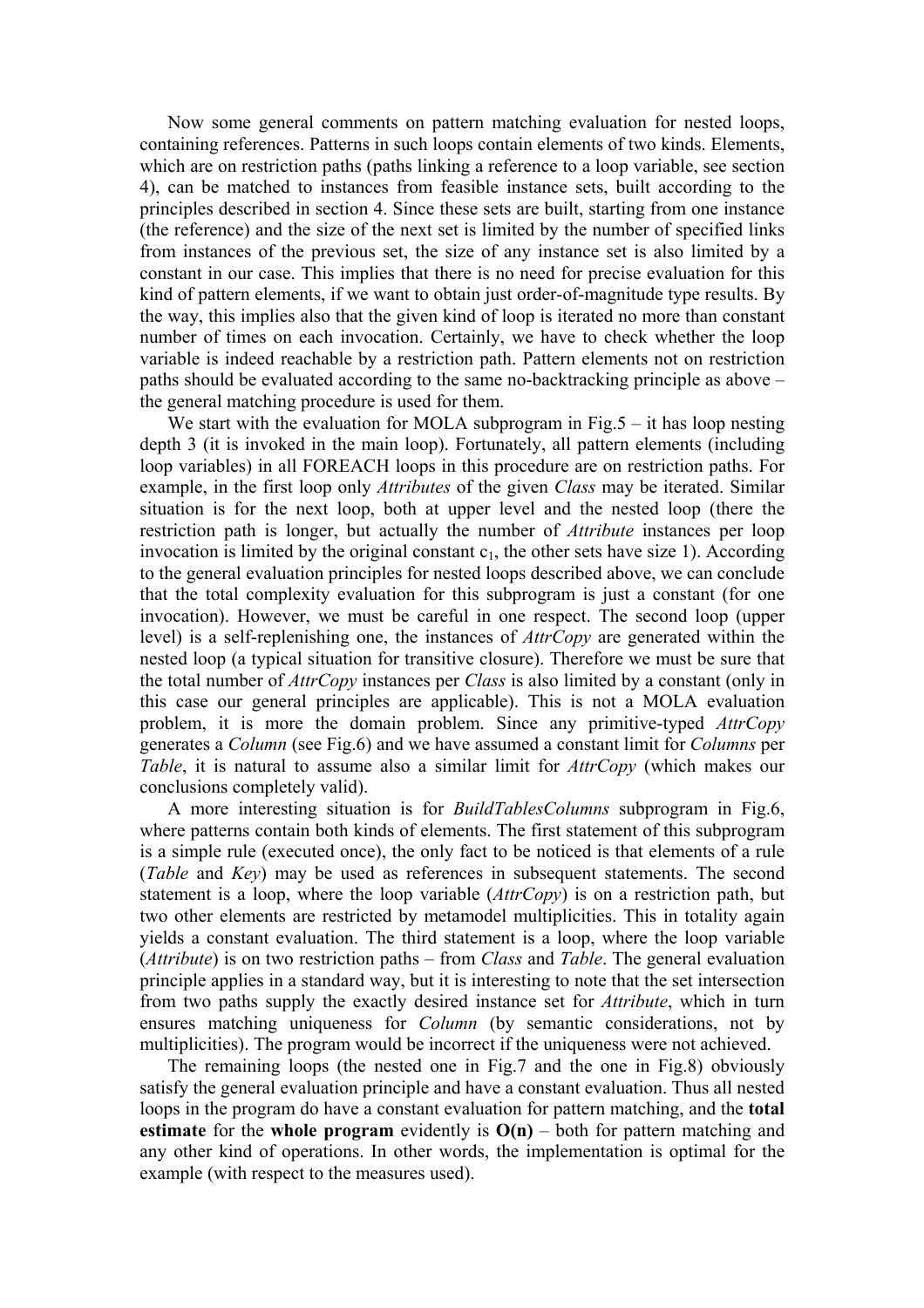Now some general comments on pattern matching evaluation for nested loops, containing references. Patterns in such loops contain elements of two kinds. Elements, which are on restriction paths (paths linking a reference to a loop variable, see section 4), can be matched to instances from feasible instance sets, built according to the principles described in section 4. Since these sets are built, starting from one instance (the reference) and the size of the next set is limited by the number of specified links from instances of the previous set, the size of any instance set is also limited by a constant in our case. This implies that there is no need for precise evaluation for this kind of pattern elements, if we want to obtain just order-of-magnitude type results. By the way, this implies also that the given kind of loop is iterated no more than constant number of times on each invocation. Certainly, we have to check whether the loop variable is indeed reachable by a restriction path. Pattern elements not on restriction paths should be evaluated according to the same no-backtracking principle as above – the general matching procedure is used for them.

We start with the evaluation for MOLA subprogram in Fig.5 – it has loop nesting depth 3 (it is invoked in the main loop). Fortunately, all pattern elements (including loop variables) in all FOREACH loops in this procedure are on restriction paths. For example, in the first loop only *Attributes* of the given *Class* may be iterated. Similar situation is for the next loop, both at upper level and the nested loop (there the restriction path is longer, but actually the number of *Attribute* instances per loop invocation is limited by the original constant $c_1$, the other sets have size 1). According to the general evaluation principles for nested loops described above, we can conclude that the total complexity evaluation for this subprogram is just a constant (for one invocation). However, we must be careful in one respect. The second loop (upper level) is a self-replenishing one, the instances of *AttrCopy* are generated within the nested loop (a typical situation for transitive closure). Therefore we must be sure that the total number of *AttrCopy* instances per *Class* is also limited by a constant (only in this case our general principles are applicable). This is not a MOLA evaluation problem, it is more the domain problem. Since any primitive-typed *AttrCopy* generates a *Column* (see Fig.6) and we have assumed a constant limit for *Columns* per *Table*, it is natural to assume also a similar limit for *AttrCopy* (which makes our conclusions completely valid).

A more interesting situation is for *BuildTablesColumns* subprogram in Fig.6, where patterns contain both kinds of elements. The first statement of this subprogram is a simple rule (executed once), the only fact to be noticed is that elements of a rule (*Table* and *Key*) may be used as references in subsequent statements. The second statement is a loop, where the loop variable (*AttrCopy*) is on a restriction path, but two other elements are restricted by metamodel multiplicities. This in totality again yields a constant evaluation. The third statement is a loop, where the loop variable (*Attribute*) is on two restriction paths – from *Class* and *Table*. The general evaluation principle applies in a standard way, but it is interesting to note that the set intersection from two paths supply the exactly desired instance set for *Attribute*, which in turn ensures matching uniqueness for *Column* (by semantic considerations, not by multiplicities). The program would be incorrect if the uniqueness were not achieved.

The remaining loops (the nested one in Fig.7 and the one in Fig.8) obviously satisfy the general evaluation principle and have a constant evaluation. Thus all nested loops in the program do have a constant evaluation for pattern matching, and the **total estimate** for the **whole program** evidently is **O(n)** – both for pattern matching and any other kind of operations. In other words, the implementation is optimal for the example (with respect to the measures used).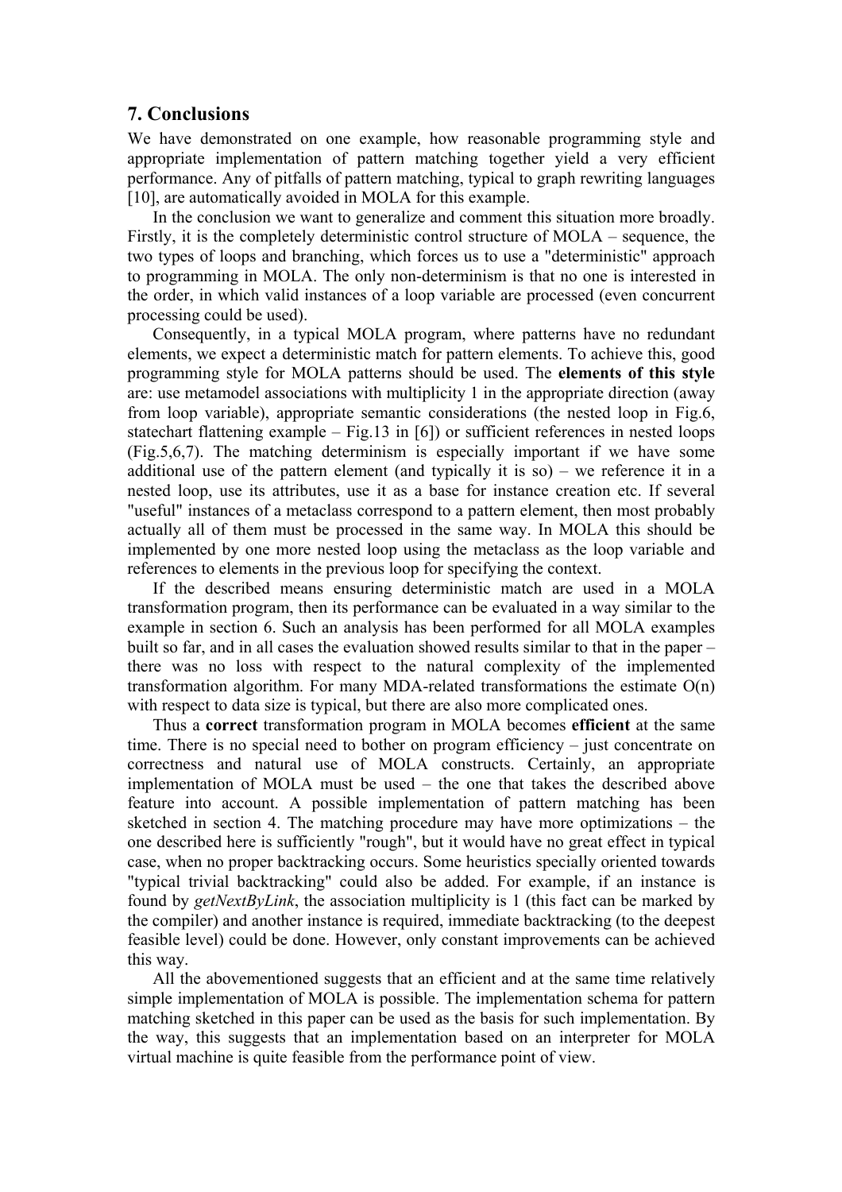## 7. Conclusions

We have demonstrated on one example, how reasonable programming style and appropriate implementation of pattern matching together yield a very efficient performance. Any of pitfalls of pattern matching, typical to graph rewriting languages [10], are automatically avoided in MOLA for this example.

In the conclusion we want to generalize and comment this situation more broadly. Firstly, it is the completely deterministic control structure of MOLA – sequence, the two types of loops and branching, which forces us to use a "deterministic" approach to programming in MOLA. The only non-determinism is that no one is interested in the order, in which valid instances of a loop variable are processed (even concurrent processing could be used).

Consequently, in a typical MOLA program, where patterns have no redundant elements, we expect a deterministic match for pattern elements. To achieve this, good programming style for MOLA patterns should be used. The **elements of this style** are: use metamodel associations with multiplicity 1 in the appropriate direction (away from loop variable), appropriate semantic considerations (the nested loop in Fig.6, statechart flattening example – Fig.13 in [6]) or sufficient references in nested loops (Fig.5,6,7). The matching determinism is especially important if we have some additional use of the pattern element (and typically it is so) – we reference it in a nested loop, use its attributes, use it as a base for instance creation etc. If several "useful" instances of a metaclass correspond to a pattern element, then most probably actually all of them must be processed in the same way. In MOLA this should be implemented by one more nested loop using the metaclass as the loop variable and references to elements in the previous loop for specifying the context.

If the described means ensuring deterministic match are used in a MOLA transformation program, then its performance can be evaluated in a way similar to the example in section 6. Such an analysis has been performed for all MOLA examples built so far, and in all cases the evaluation showed results similar to that in the paper – there was no loss with respect to the natural complexity of the implemented transformation algorithm. For many MDA-related transformations the estimate O(n) with respect to data size is typical, but there are also more complicated ones.

Thus a **correct** transformation program in MOLA becomes **efficient** at the same time. There is no special need to bother on program efficiency – just concentrate on correctness and natural use of MOLA constructs. Certainly, an appropriate implementation of MOLA must be used – the one that takes the described above feature into account. A possible implementation of pattern matching has been sketched in section 4. The matching procedure may have more optimizations – the one described here is sufficiently "rough", but it would have no great effect in typical case, when no proper backtracking occurs. Some heuristics specially oriented towards "typical trivial backtracking" could also be added. For example, if an instance is found by *getNextByLink*, the association multiplicity is 1 (this fact can be marked by the compiler) and another instance is required, immediate backtracking (to the deepest feasible level) could be done. However, only constant improvements can be achieved this way.

All the abovementioned suggests that an efficient and at the same time relatively simple implementation of MOLA is possible. The implementation schema for pattern matching sketched in this paper can be used as the basis for such implementation. By the way, this suggests that an implementation based on an interpreter for MOLA virtual machine is quite feasible from the performance point of view.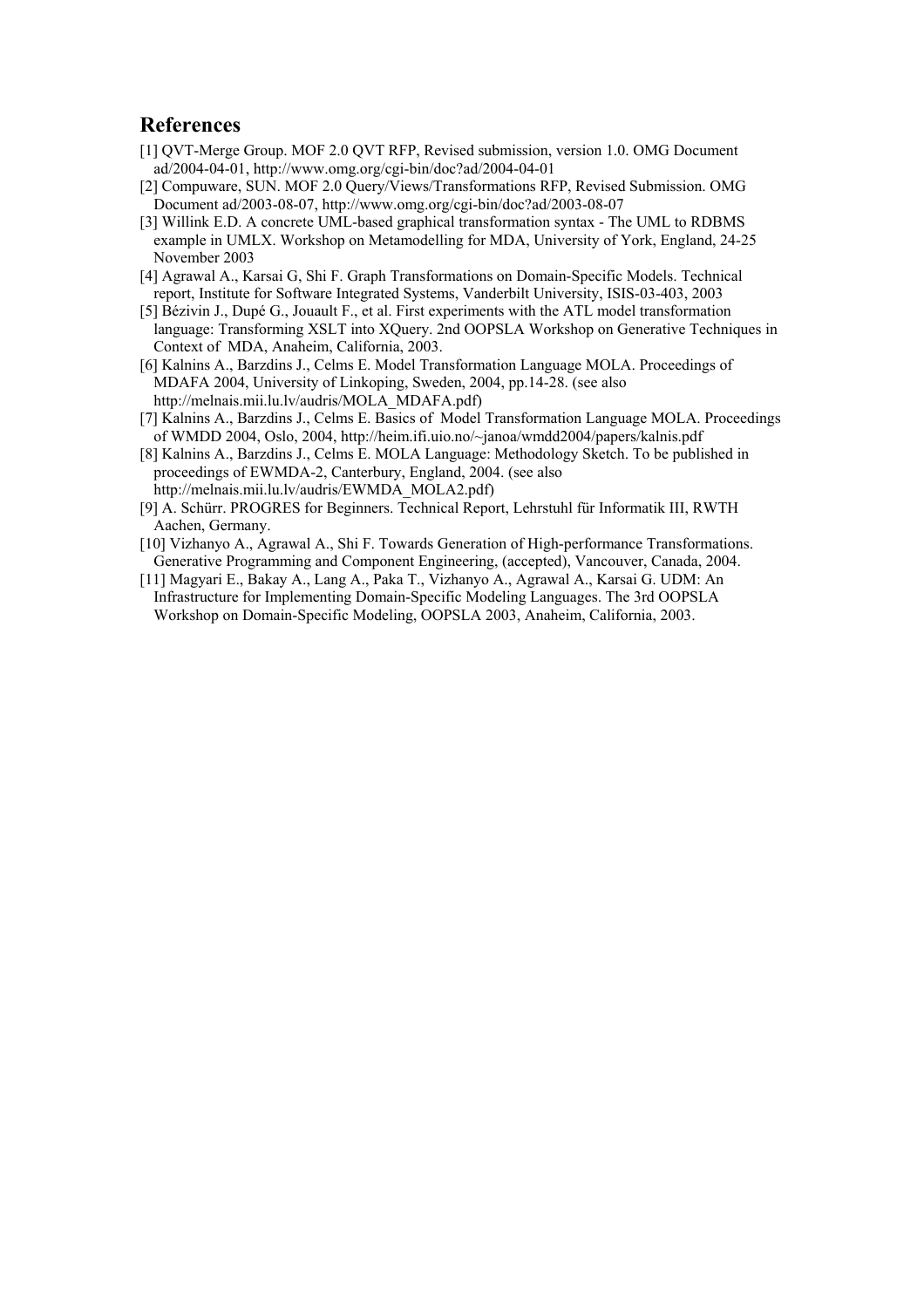## References

[1] QVT-Merge Group. MOF 2.0 QVT RFP, Revised submission, version 1.0. OMG Document ad/2004-04-01, http://www.omg.org/cgi-bin/doc?ad/2004-04-01

[2] Compuware, SUN. MOF 2.0 Query/Views/Transformations RFP, Revised Submission. OMG Document ad/2003-08-07, http://www.omg.org/cgi-bin/doc?ad/2003-08-07

[3] Willink E.D. A concrete UML-based graphical transformation syntax - The UML to RDBMS example in UMLX. Workshop on Metamodelling for MDA, University of York, England, 24-25 November 2003

[4] Agrawal A., Karsai G, Shi F. Graph Transformations on Domain-Specific Models. Technical report, Institute for Software Integrated Systems, Vanderbilt University, ISIS-03-403, 2003

[5] Bézivin J., Dupé G., Jouault F., et al. First experiments with the ATL model transformation language: Transforming XSLT into XQuery. 2nd OOPSLA Workshop on Generative Techniques in Context of MDA, Anaheim, California, 2003.

[6] Kalnins A., Barzdins J., Celms E. Model Transformation Language MOLA. Proceedings of MDAFA 2004, University of Linkoping, Sweden, 2004, pp.14-28. (see also http://melnais.mii.lu.lv/audris/MOLA_MDAFA.pdf)

[7] Kalnins A., Barzdins J., Celms E. Basics of Model Transformation Language MOLA. Proceedings of WMDD 2004, Oslo, 2004, http://heim.ifi.uio.no/~janoa/wmdd2004/papers/kalnis.pdf

[8] Kalnins A., Barzdins J., Celms E. MOLA Language: Methodology Sketch. To be published in proceedings of EWMDA-2, Canterbury, England, 2004. (see also http://melnais.mii.lu.lv/audris/EWMDA_MOLA2.pdf)

[9] A. Schürr. PROGRES for Beginners. Technical Report, Lehrstuhl für Informatik III, RWTH Aachen, Germany.

[10] Vizhanyo A., Agrawal A., Shi F. Towards Generation of High-performance Transformations. Generative Programming and Component Engineering, (accepted), Vancouver, Canada, 2004.

[11] Magyari E., Bakay A., Lang A., Paka T., Vizhanyo A., Agrawal A., Karsai G. UDM: An Infrastructure for Implementing Domain-Specific Modeling Languages. The 3rd OOPSLA Workshop on Domain-Specific Modeling, OOPSLA 2003, Anaheim, California, 2003.